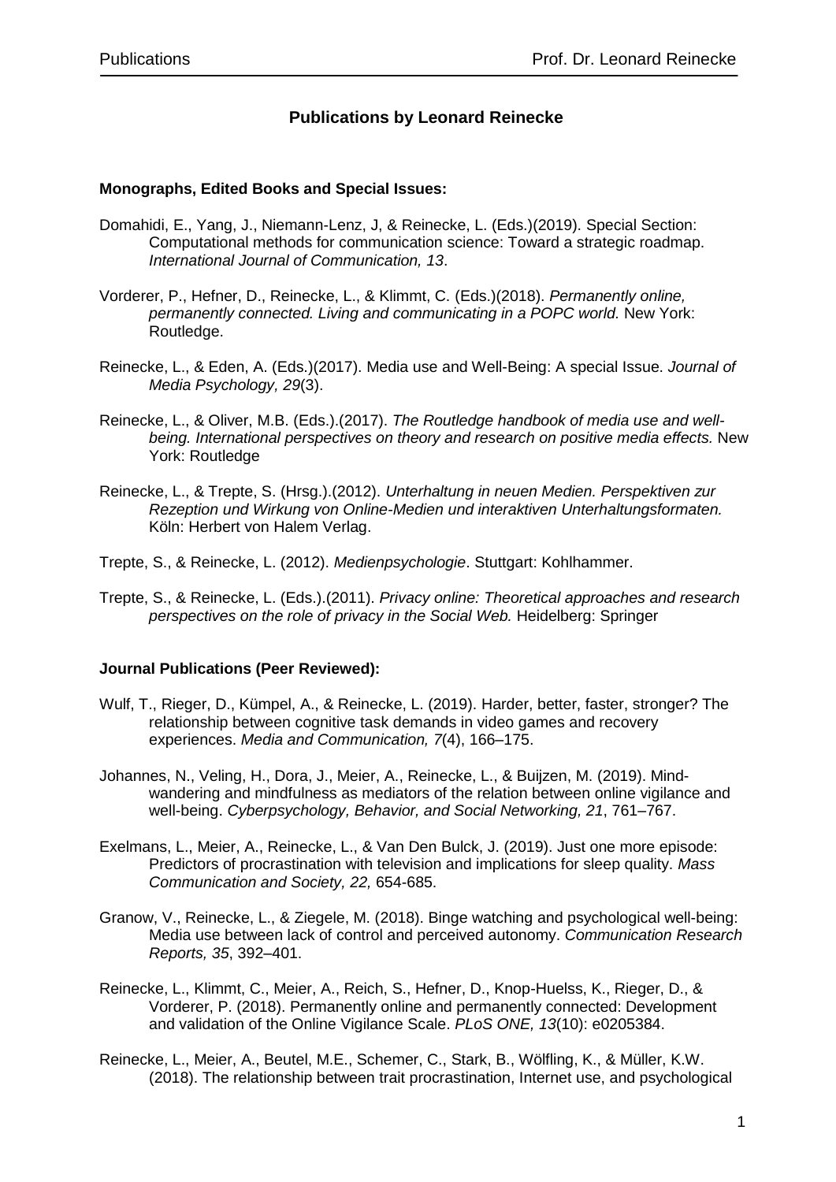# Publications by Leonard Reinecke

## Monographs, Edited Books and Special Issues:

Domahidi, E., Yang, J., Niemann-Lenz, J, & Reinecke, L. (Eds.)(2019). Special Section: Computational methods for communication science: Toward a strategic roadmap. *International Journal of Communication, 13*.

Vorderer, P., Hefner, D., Reinecke, L., & Klimmt, C. (Eds.)(2018). *Permanently online, permanently connected. Living and communicating in a POPC world.* New York: Routledge.

Reinecke, L., & Eden, A. (Eds.)(2017). Media use and Well-Being: A special Issue. *Journal of Media Psychology, 29*(3).

Reinecke, L., & Oliver, M.B. (Eds.).(2017). *The Routledge handbook of media use and well-being. International perspectives on theory and research on positive media effects.* New York: Routledge

Reinecke, L., & Trepte, S. (Hrsg.).(2012). *Unterhaltung in neuen Medien. Perspektiven zur Rezeption und Wirkung von Online-Medien und interaktiven Unterhaltungsformaten.* Köln: Herbert von Halem Verlag.

Trepte, S., & Reinecke, L. (2012). *Medienpsychologie*. Stuttgart: Kohlhammer.

Trepte, S., & Reinecke, L. (Eds.).(2011). *Privacy online: Theoretical approaches and research perspectives on the role of privacy in the Social Web.* Heidelberg: Springer

## Journal Publications (Peer Reviewed):

Wulf, T., Rieger, D., Kümpel, A., & Reinecke, L. (2019). Harder, better, faster, stronger? The relationship between cognitive task demands in video games and recovery experiences. *Media and Communication, 7*(4), 166–175.

Johannes, N., Veling, H., Dora, J., Meier, A., Reinecke, L., & Buijzen, M. (2019). Mind-wandering and mindfulness as mediators of the relation between online vigilance and well-being. *Cyberpsychology, Behavior, and Social Networking, 21*, 761–767.

Exelmans, L., Meier, A., Reinecke, L., & Van Den Bulck, J. (2019). Just one more episode: Predictors of procrastination with television and implications for sleep quality. *Mass Communication and Society, 22,* 654-685.

Granow, V., Reinecke, L., & Ziegele, M. (2018). Binge watching and psychological well-being: Media use between lack of control and perceived autonomy. *Communication Research Reports, 35*, 392–401.

Reinecke, L., Klimmt, C., Meier, A., Reich, S., Hefner, D., Knop-Huelss, K., Rieger, D., & Vorderer, P. (2018). Permanently online and permanently connected: Development and validation of the Online Vigilance Scale. *PLoS ONE, 13*(10): e0205384.

Reinecke, L., Meier, A., Beutel, M.E., Schemer, C., Stark, B., Wölfling, K., & Müller, K.W. (2018). The relationship between trait procrastination, Internet use, and psychological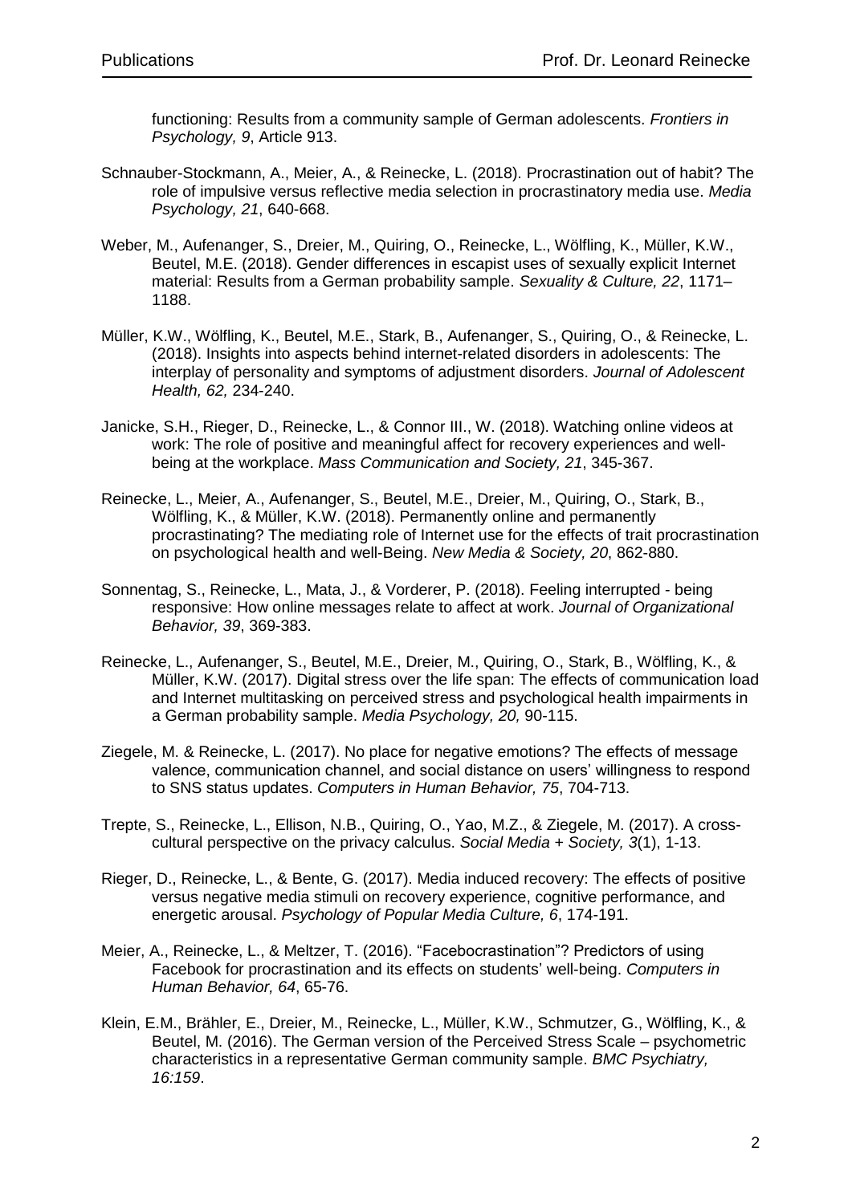functioning: Results from a community sample of German adolescents. *Frontiers in Psychology, 9*, Article 913.

Schnauber-Stockmann, A., Meier, A., & Reinecke, L. (2018). Procrastination out of habit? The role of impulsive versus reflective media selection in procrastinatory media use. *Media Psychology, 21*, 640-668.

Weber, M., Aufenanger, S., Dreier, M., Quiring, O., Reinecke, L., Wölfling, K., Müller, K.W., Beutel, M.E. (2018). Gender differences in escapist uses of sexually explicit Internet material: Results from a German probability sample. *Sexuality & Culture, 22*, 1171–1188.

Müller, K.W., Wölfling, K., Beutel, M.E., Stark, B., Aufenanger, S., Quiring, O., & Reinecke, L. (2018). Insights into aspects behind internet-related disorders in adolescents: The interplay of personality and symptoms of adjustment disorders. *Journal of Adolescent Health, 62,* 234-240.

Janicke, S.H., Rieger, D., Reinecke, L., & Connor III., W. (2018). Watching online videos at work: The role of positive and meaningful affect for recovery experiences and well-being at the workplace. *Mass Communication and Society, 21*, 345-367.

Reinecke, L., Meier, A., Aufenanger, S., Beutel, M.E., Dreier, M., Quiring, O., Stark, B., Wölfling, K., & Müller, K.W. (2018). Permanently online and permanently procrastinating? The mediating role of Internet use for the effects of trait procrastination on psychological health and well-Being. *New Media & Society, 20*, 862-880.

Sonnentag, S., Reinecke, L., Mata, J., & Vorderer, P. (2018). Feeling interrupted - being responsive: How online messages relate to affect at work. *Journal of Organizational Behavior, 39*, 369-383.

Reinecke, L., Aufenanger, S., Beutel, M.E., Dreier, M., Quiring, O., Stark, B., Wölfling, K., & Müller, K.W. (2017). Digital stress over the life span: The effects of communication load and Internet multitasking on perceived stress and psychological health impairments in a German probability sample. *Media Psychology, 20,* 90-115.

Ziegele, M. & Reinecke, L. (2017). No place for negative emotions? The effects of message valence, communication channel, and social distance on users' willingness to respond to SNS status updates. *Computers in Human Behavior, 75*, 704-713.

Trepte, S., Reinecke, L., Ellison, N.B., Quiring, O., Yao, M.Z., & Ziegele, M. (2017). A cross-cultural perspective on the privacy calculus. *Social Media + Society, 3*(1), 1-13.

Rieger, D., Reinecke, L., & Bente, G. (2017). Media induced recovery: The effects of positive versus negative media stimuli on recovery experience, cognitive performance, and energetic arousal. *Psychology of Popular Media Culture, 6*, 174-191.

Meier, A., Reinecke, L., & Meltzer, T. (2016). "Facebocrastination"? Predictors of using Facebook for procrastination and its effects on students' well-being. *Computers in Human Behavior, 64*, 65-76.

Klein, E.M., Brähler, E., Dreier, M., Reinecke, L., Müller, K.W., Schmutzer, G., Wölfling, K., & Beutel, M. (2016). The German version of the Perceived Stress Scale – psychometric characteristics in a representative German community sample. *BMC Psychiatry, 16:159*.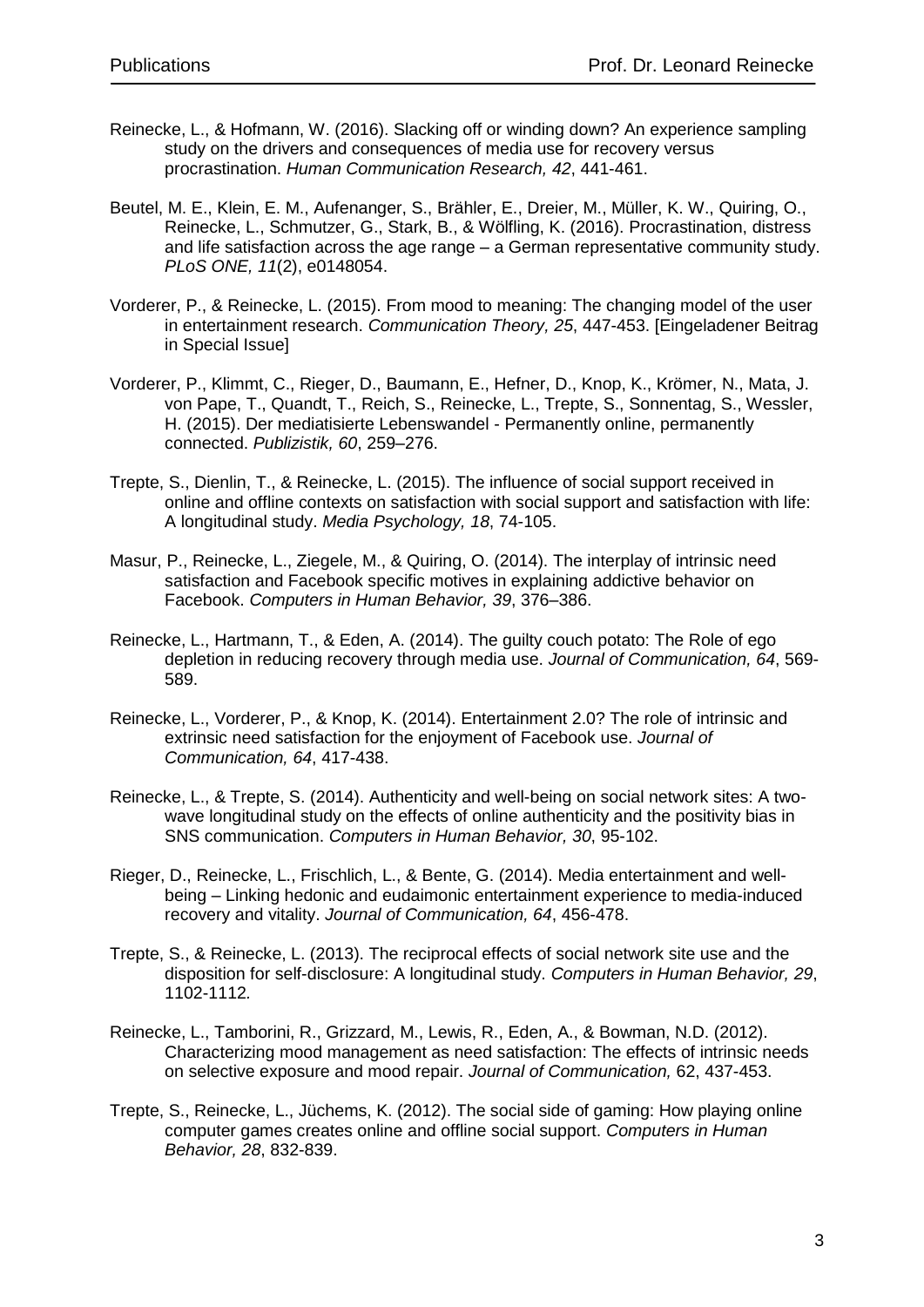Reinecke, L., & Hofmann, W. (2016). Slacking off or winding down? An experience sampling study on the drivers and consequences of media use for recovery versus procrastination. *Human Communication Research, 42*, 441-461.

Beutel, M. E., Klein, E. M., Aufenanger, S., Brähler, E., Dreier, M., Müller, K. W., Quiring, O., Reinecke, L., Schmutzer, G., Stark, B., & Wölfling, K. (2016). Procrastination, distress and life satisfaction across the age range – a German representative community study. *PLoS ONE, 11*(2), e0148054.

Vorderer, P., & Reinecke, L. (2015). From mood to meaning: The changing model of the user in entertainment research. *Communication Theory, 25*, 447-453. [Eingeladener Beitrag in Special Issue]

Vorderer, P., Klimmt, C., Rieger, D., Baumann, E., Hefner, D., Knop, K., Krömer, N., Mata, J. von Pape, T., Quandt, T., Reich, S., Reinecke, L., Trepte, S., Sonnentag, S., Wessler, H. (2015). Der mediatisierte Lebenswandel - Permanently online, permanently connected. *Publizistik, 60*, 259–276.

Trepte, S., Dienlin, T., & Reinecke, L. (2015). The influence of social support received in online and offline contexts on satisfaction with social support and satisfaction with life: A longitudinal study. *Media Psychology, 18*, 74-105.

Masur, P., Reinecke, L., Ziegele, M., & Quiring, O. (2014). The interplay of intrinsic need satisfaction and Facebook specific motives in explaining addictive behavior on Facebook. *Computers in Human Behavior, 39*, 376–386.

Reinecke, L., Hartmann, T., & Eden, A. (2014). The guilty couch potato: The Role of ego depletion in reducing recovery through media use. *Journal of Communication, 64*, 569-589.

Reinecke, L., Vorderer, P., & Knop, K. (2014). Entertainment 2.0? The role of intrinsic and extrinsic need satisfaction for the enjoyment of Facebook use. *Journal of Communication, 64*, 417-438.

Reinecke, L., & Trepte, S. (2014). Authenticity and well-being on social network sites: A two-wave longitudinal study on the effects of online authenticity and the positivity bias in SNS communication. *Computers in Human Behavior, 30*, 95-102.

Rieger, D., Reinecke, L., Frischlich, L., & Bente, G. (2014). Media entertainment and well-being – Linking hedonic and eudaimonic entertainment experience to media-induced recovery and vitality. *Journal of Communication, 64*, 456-478.

Trepte, S., & Reinecke, L. (2013). The reciprocal effects of social network site use and the disposition for self-disclosure: A longitudinal study. *Computers in Human Behavior, 29*, 1102-1112.

Reinecke, L., Tamborini, R., Grizzard, M., Lewis, R., Eden, A., & Bowman, N.D. (2012). Characterizing mood management as need satisfaction: The effects of intrinsic needs on selective exposure and mood repair. *Journal of Communication,* 62, 437-453.

Trepte, S., Reinecke, L., Jüchems, K. (2012). The social side of gaming: How playing online computer games creates online and offline social support. *Computers in Human Behavior, 28*, 832-839.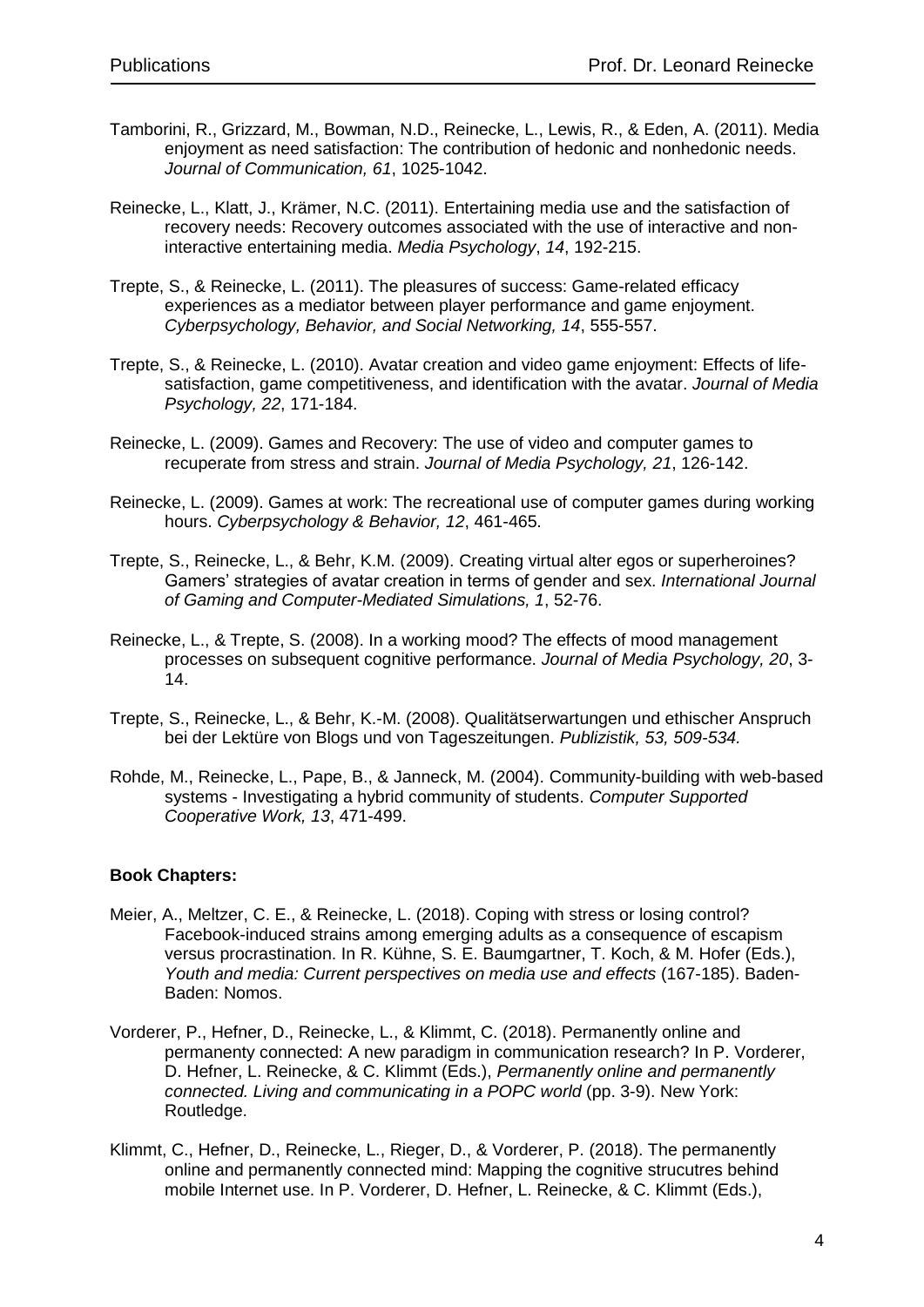Tamborini, R., Grizzard, M., Bowman, N.D., Reinecke, L., Lewis, R., & Eden, A. (2011). Media enjoyment as need satisfaction: The contribution of hedonic and nonhedonic needs. *Journal of Communication, 61*, 1025-1042.

Reinecke, L., Klatt, J., Krämer, N.C. (2011). Entertaining media use and the satisfaction of recovery needs: Recovery outcomes associated with the use of interactive and non-interactive entertaining media. *Media Psychology*, *14*, 192-215.

Trepte, S., & Reinecke, L. (2011). The pleasures of success: Game-related efficacy experiences as a mediator between player performance and game enjoyment. *Cyberpsychology, Behavior, and Social Networking, 14*, 555-557.

Trepte, S., & Reinecke, L. (2010). Avatar creation and video game enjoyment: Effects of life-satisfaction, game competitiveness, and identification with the avatar. *Journal of Media Psychology, 22*, 171-184.

Reinecke, L. (2009). Games and Recovery: The use of video and computer games to recuperate from stress and strain. *Journal of Media Psychology, 21*, 126-142.

Reinecke, L. (2009). Games at work: The recreational use of computer games during working hours. *Cyberpsychology & Behavior, 12*, 461-465.

Trepte, S., Reinecke, L., & Behr, K.M. (2009). Creating virtual alter egos or superheroines? Gamers' strategies of avatar creation in terms of gender and sex. *International Journal of Gaming and Computer-Mediated Simulations, 1*, 52-76.

Reinecke, L., & Trepte, S. (2008). In a working mood? The effects of mood management processes on subsequent cognitive performance. *Journal of Media Psychology, 20*, 3-14.

Trepte, S., Reinecke, L., & Behr, K.-M. (2008). Qualitätserwartungen und ethischer Anspruch bei der Lektüre von Blogs und von Tageszeitungen. *Publizistik, 53, 509-534.*

Rohde, M., Reinecke, L., Pape, B., & Janneck, M. (2004). Community-building with web-based systems - Investigating a hybrid community of students. *Computer Supported Cooperative Work, 13*, 471-499.

**Book Chapters:**

Meier, A., Meltzer, C. E., & Reinecke, L. (2018). Coping with stress or losing control? Facebook-induced strains among emerging adults as a consequence of escapism versus procrastination. In R. Kühne, S. E. Baumgartner, T. Koch, & M. Hofer (Eds.), *Youth and media: Current perspectives on media use and effects* (167-185). Baden-Baden: Nomos.

Vorderer, P., Hefner, D., Reinecke, L., & Klimmt, C. (2018). Permanently online and permaneny connected: A new paradigm in communication research? In P. Vorderer, D. Hefner, L. Reinecke, & C. Klimmt (Eds.), *Permanently online and permanently connected. Living and communicating in a POPC world* (pp. 3-9). New York: Routledge.

Klimmt, C., Hefner, D., Reinecke, L., Rieger, D., & Vorderer, P. (2018). The permanently online and permanently connected mind: Mapping the cognitive strucutres behind mobile Internet use. In P. Vorderer, D. Hefner, L. Reinecke, & C. Klimmt (Eds.),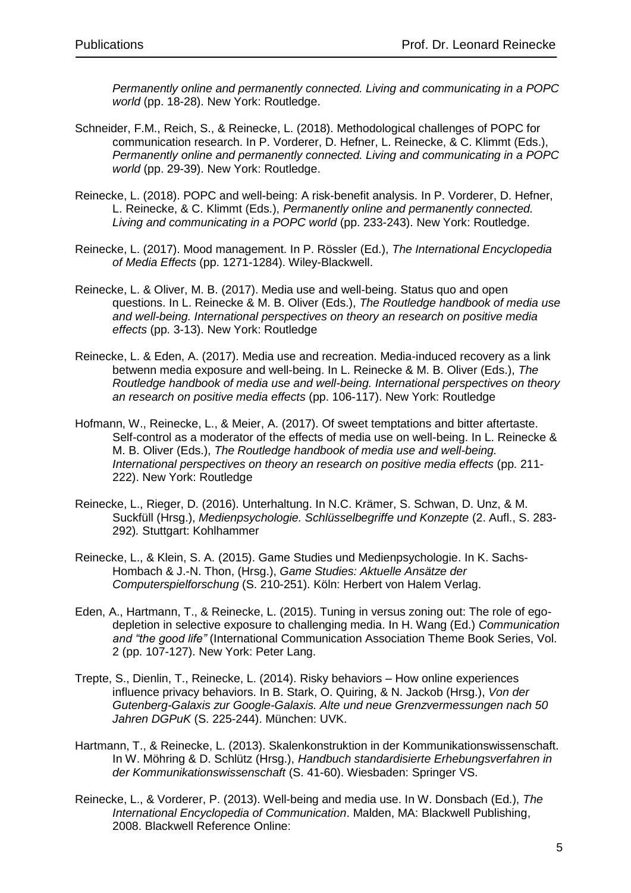*Permanently online and permanently connected. Living and communicating in a POPC world* (pp. 18-28). New York: Routledge.

Schneider, F.M., Reich, S., & Reinecke, L. (2018). Methodological challenges of POPC for communication research. In P. Vorderer, D. Hefner, L. Reinecke, & C. Klimmt (Eds.), *Permanently online and permanently connected. Living and communicating in a POPC world* (pp. 29-39). New York: Routledge.

Reinecke, L. (2018). POPC and well-being: A risk-benefit analysis. In P. Vorderer, D. Hefner, L. Reinecke, & C. Klimmt (Eds.), *Permanently online and permanently connected. Living and communicating in a POPC world* (pp. 233-243). New York: Routledge.

Reinecke, L. (2017). Mood management. In P. Rössler (Ed.), *The International Encyclopedia of Media Effects* (pp. 1271-1284). Wiley-Blackwell.

Reinecke, L. & Oliver, M. B. (2017). Media use and well-being. Status quo and open questions. In L. Reinecke & M. B. Oliver (Eds.), *The Routledge handbook of media use and well-being. International perspectives on theory an research on positive media effects* (pp. 3-13). New York: Routledge

Reinecke, L. & Eden, A. (2017). Media use and recreation. Media-induced recovery as a link betwenn media exposure and well-being. In L. Reinecke & M. B. Oliver (Eds.), *The Routledge handbook of media use and well-being. International perspectives on theory an research on positive media effects* (pp. 106-117). New York: Routledge

Hofmann, W., Reinecke, L., & Meier, A. (2017). Of sweet temptations and bitter aftertaste. Self-control as a moderator of the effects of media use on well-being. In L. Reinecke & M. B. Oliver (Eds.), *The Routledge handbook of media use and well-being. International perspectives on theory an research on positive media effects* (pp. 211-222). New York: Routledge

Reinecke, L., Rieger, D. (2016). Unterhaltung. In N.C. Krämer, S. Schwan, D. Unz, & M. Suckfüll (Hrsg.), *Medienpsychologie. Schlüsselbegriffe und Konzepte* (2. Aufl., S. 283-292)*.* Stuttgart: Kohlhammer

Reinecke, L., & Klein, S. A. (2015). Game Studies und Medienpsychologie. In K. Sachs-Hombach & J.-N. Thon, (Hrsg.), *Game Studies: Aktuelle Ansätze der Computerspielforschung* (S. 210-251). Köln: Herbert von Halem Verlag.

Eden, A., Hartmann, T., & Reinecke, L. (2015). Tuning in versus zoning out: The role of ego-depletion in selective exposure to challenging media. In H. Wang (Ed.) *Communication and "the good life"* (International Communication Association Theme Book Series, Vol. 2 (pp. 107-127). New York: Peter Lang.

Trepte, S., Dienlin, T., Reinecke, L. (2014). Risky behaviors – How online experiences influence privacy behaviors. In B. Stark, O. Quiring, & N. Jackob (Hrsg.), *Von der Gutenberg-Galaxis zur Google-Galaxis. Alte und neue Grenzvermessungen nach 50 Jahren DGPuK* (S. 225-244). München: UVK.

Hartmann, T., & Reinecke, L. (2013). Skalenkonstruktion in der Kommunikationswissenschaft. In W. Möhring & D. Schlütz (Hrsg.), *Handbuch standardisierte Erhebungsverfahren in der Kommunikationswissenschaft* (S. 41-60). Wiesbaden: Springer VS.

Reinecke, L., & Vorderer, P. (2013). Well-being and media use. In W. Donsbach (Ed.), *The International Encyclopedia of Communication*. Malden, MA: Blackwell Publishing, 2008. Blackwell Reference Online: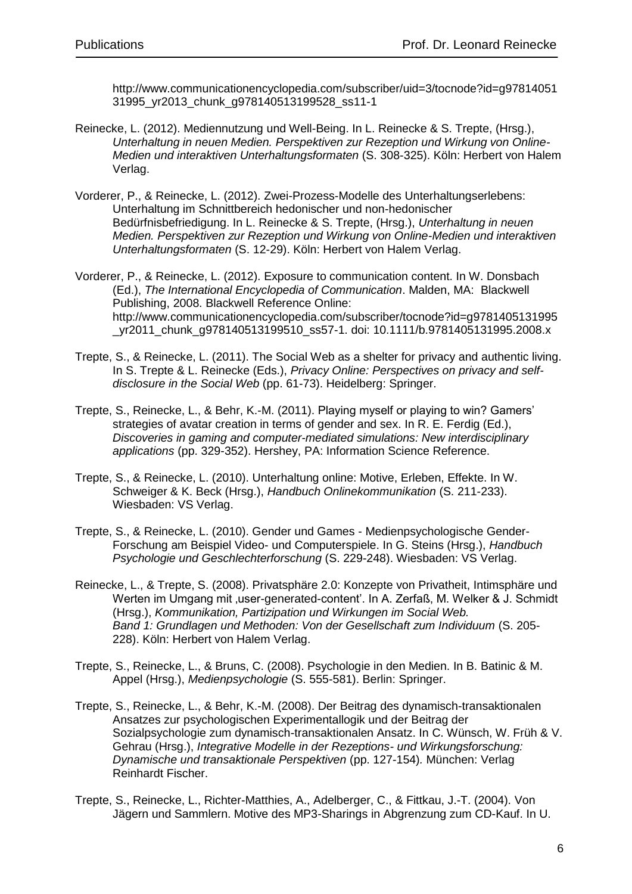http://www.communicationencyclopedia.com/subscriber/uid=3/tocnode?id=g9781405131995_yr2013_chunk_g978140513199528_ss11-1

Reinecke, L. (2012). Mediennutzung und Well-Being. In L. Reinecke & S. Trepte, (Hrsg.), *Unterhaltung in neuen Medien. Perspektiven zur Rezeption und Wirkung von Online-Medien und interaktiven Unterhaltungsformaten* (S. 308-325). Köln: Herbert von Halem Verlag.

Vorderer, P., & Reinecke, L. (2012). Zwei-Prozess-Modelle des Unterhaltungserlebens: Unterhaltung im Schnittbereich hedonischer und non-hedonischer Bedürfnisbefriedigung. In L. Reinecke & S. Trepte, (Hrsg.), *Unterhaltung in neuen Medien. Perspektiven zur Rezeption und Wirkung von Online-Medien und interaktiven Unterhaltungsformaten* (S. 12-29). Köln: Herbert von Halem Verlag.

Vorderer, P., & Reinecke, L. (2012). Exposure to communication content. In W. Donsbach (Ed.), *The International Encyclopedia of Communication*. Malden, MA: Blackwell Publishing, 2008. Blackwell Reference Online: http://www.communicationencyclopedia.com/subscriber/tocnode?id=g9781405131995_yr2011_chunk_g978140513199510_ss57-1. doi: 10.1111/b.9781405131995.2008.x

Trepte, S., & Reinecke, L. (2011). The Social Web as a shelter for privacy and authentic living. In S. Trepte & L. Reinecke (Eds.), *Privacy Online: Perspectives on privacy and self-disclosure in the Social Web* (pp. 61-73). Heidelberg: Springer.

Trepte, S., Reinecke, L., & Behr, K.-M. (2011). Playing myself or playing to win? Gamers' strategies of avatar creation in terms of gender and sex. In R. E. Ferdig (Ed.), *Discoveries in gaming and computer-mediated simulations: New interdisciplinary applications* (pp. 329-352). Hershey, PA: Information Science Reference.

Trepte, S., & Reinecke, L. (2010). Unterhaltung online: Motive, Erleben, Effekte. In W. Schweiger & K. Beck (Hrsg.), *Handbuch Onlinekommunikation* (S. 211-233). Wiesbaden: VS Verlag.

Trepte, S., & Reinecke, L. (2010). Gender und Games - Medienpsychologische Gender-Forschung am Beispiel Video- und Computerspiele. In G. Steins (Hrsg.), *Handbuch Psychologie und Geschlechterforschung* (S. 229-248). Wiesbaden: VS Verlag.

Reinecke, L., & Trepte, S. (2008). Privatsphäre 2.0: Konzepte von Privatheit, Intimsphäre und Werten im Umgang mit ‚user-generated-content'. In A. Zerfaß, M. Welker & J. Schmidt (Hrsg.), *Kommunikation, Partizipation und Wirkungen im Social Web. Band 1: Grundlagen und Methoden: Von der Gesellschaft zum Individuum* (S. 205-228). Köln: Herbert von Halem Verlag.

Trepte, S., Reinecke, L., & Bruns, C. (2008). Psychologie in den Medien. In B. Batinic & M. Appel (Hrsg.), *Medienpsychologie* (S. 555-581). Berlin: Springer.

Trepte, S., Reinecke, L., & Behr, K.-M. (2008). Der Beitrag des dynamisch-transaktionalen Ansatzes zur psychologischen Experimentallogik und der Beitrag der Sozialpsychologie zum dynamisch-transaktionalen Ansatz. In C. Wünsch, W. Früh & V. Gehrau (Hrsg.), *Integrative Modelle in der Rezeptions- und Wirkungsforschung: Dynamische und transaktionale Perspektiven* (pp. 127-154). München: Verlag Reinhardt Fischer.

Trepte, S., Reinecke, L., Richter-Matthies, A., Adelberger, C., & Fittkau, J.-T. (2004). Von Jägern und Sammlern. Motive des MP3-Sharings in Abgrenzung zum CD-Kauf. In U.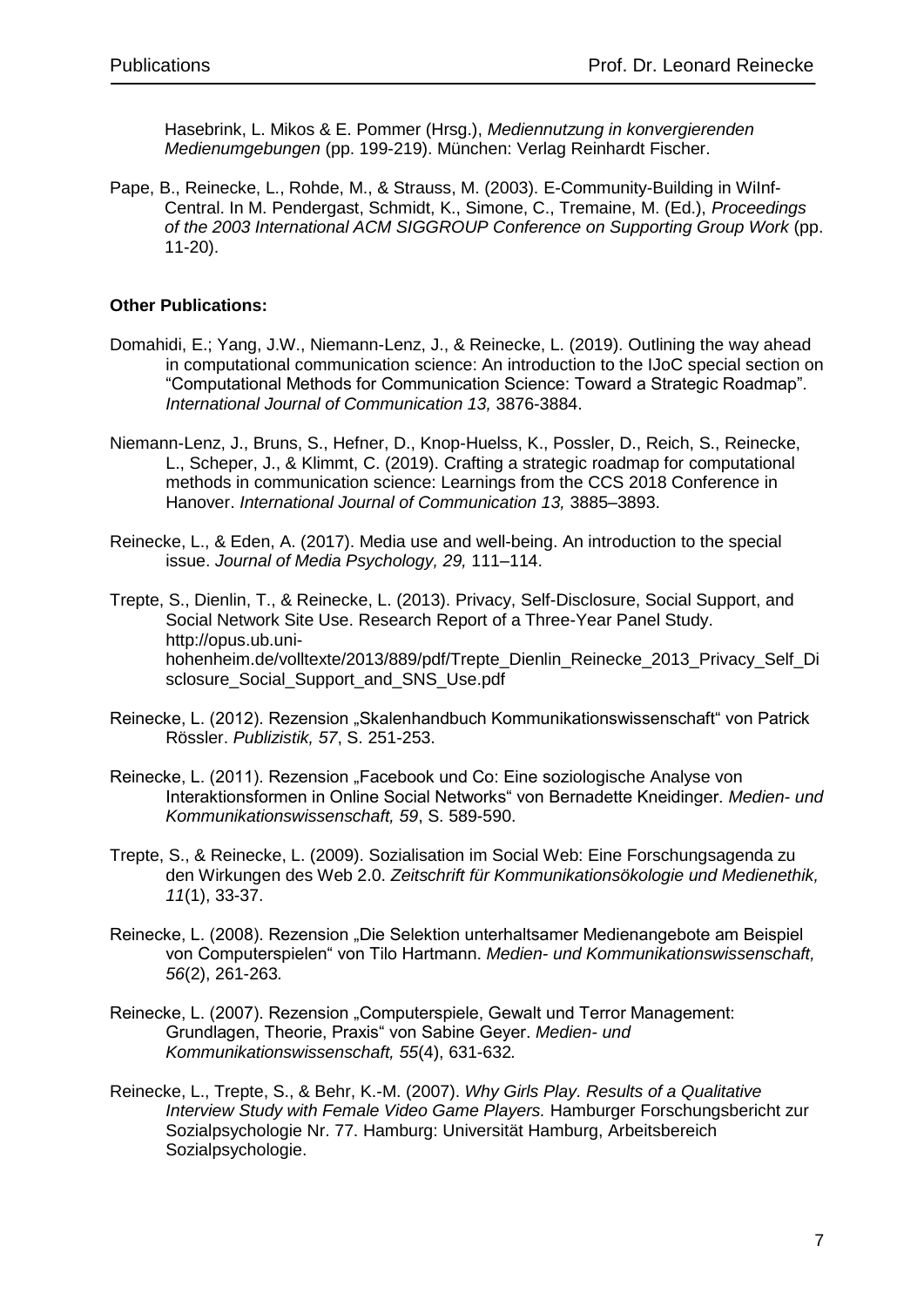Hasebrink, L. Mikos & E. Pommer (Hrsg.), *Mediennutzung in konvergierenden Medienumgebungen* (pp. 199-219). München: Verlag Reinhardt Fischer.

Pape, B., Reinecke, L., Rohde, M., & Strauss, M. (2003). E-Community-Building in WiInf-Central. In M. Pendergast, Schmidt, K., Simone, C., Tremaine, M. (Ed.), *Proceedings of the 2003 International ACM SIGGROUP Conference on Supporting Group Work* (pp. 11-20).

**Other Publications:**

Domahidi, E.; Yang, J.W., Niemann-Lenz, J., & Reinecke, L. (2019). Outlining the way ahead in computational communication science: An introduction to the IJoC special section on "Computational Methods for Communication Science: Toward a Strategic Roadmap". *International Journal of Communication 13,* 3876-3884.

Niemann-Lenz, J., Bruns, S., Hefner, D., Knop-Huelss, K., Possler, D., Reich, S., Reinecke, L., Scheper, J., & Klimmt, C. (2019). Crafting a strategic roadmap for computational methods in communication science: Learnings from the CCS 2018 Conference in Hanover. *International Journal of Communication 13,* 3885–3893.

Reinecke, L., & Eden, A. (2017). Media use and well-being. An introduction to the special issue. *Journal of Media Psychology, 29,* 111–114.

Trepte, S., Dienlin, T., & Reinecke, L. (2013). Privacy, Self-Disclosure, Social Support, and Social Network Site Use. Research Report of a Three-Year Panel Study. http://opus.ub.uni-hohenheim.de/volltexte/2013/889/pdf/Trepte_Dienlin_Reinecke_2013_Privacy_Self_Disclosure_Social_Support_and_SNS_Use.pdf

Reinecke, L. (2012). Rezension „Skalenhandbuch Kommunikationswissenschaft" von Patrick Rössler. *Publizistik, 57*, S. 251-253.

Reinecke, L. (2011). Rezension „Facebook und Co: Eine soziologische Analyse von Interaktionsformen in Online Social Networks" von Bernadette Kneidinger. *Medien- und Kommunikationswissenschaft, 59*, S. 589-590.

Trepte, S., & Reinecke, L. (2009). Sozialisation im Social Web: Eine Forschungsagenda zu den Wirkungen des Web 2.0. *Zeitschrift für Kommunikationsökologie und Medienethik, 11*(1), 33-37.

Reinecke, L. (2008). Rezension „Die Selektion unterhaltsamer Medienangebote am Beispiel von Computerspielen" von Tilo Hartmann. *Medien- und Kommunikationswissenschaft, 56*(2), 261-263*.*

Reinecke, L. (2007). Rezension „Computerspiele, Gewalt und Terror Management: Grundlagen, Theorie, Praxis" von Sabine Geyer. *Medien- und Kommunikationswissenschaft, 55*(4), 631-632*.*

Reinecke, L., Trepte, S., & Behr, K.-M. (2007). *Why Girls Play. Results of a Qualitative Interview Study with Female Video Game Players.* Hamburger Forschungsbericht zur Sozialpsychologie Nr. 77. Hamburg: Universität Hamburg, Arbeitsbereich Sozialpsychologie.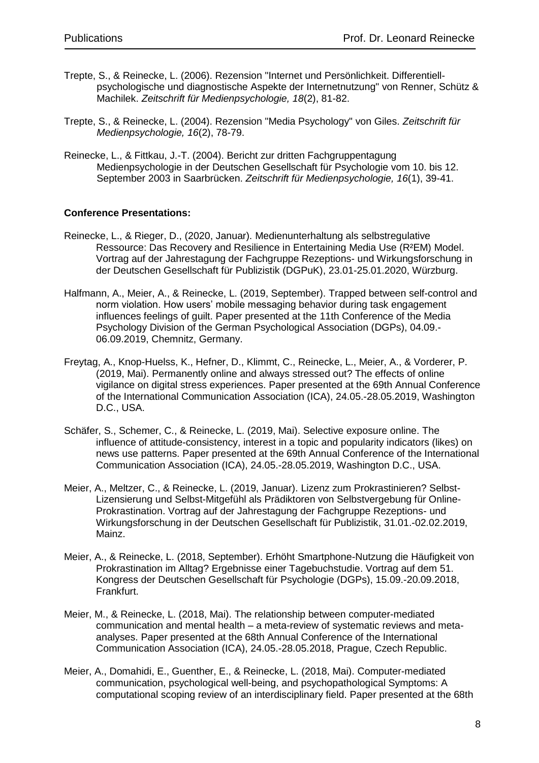Trepte, S., & Reinecke, L. (2006). Rezension "Internet und Persönlichkeit. Differentiell-psychologische und diagnostische Aspekte der Internetnutzung" von Renner, Schütz & Machilek. *Zeitschrift für Medienpsychologie, 18*(2), 81-82.

Trepte, S., & Reinecke, L. (2004). Rezension "Media Psychology" von Giles. *Zeitschrift für Medienpsychologie, 16*(2), 78-79.

Reinecke, L., & Fittkau, J.-T. (2004). Bericht zur dritten Fachgruppentagung Medienpsychologie in der Deutschen Gesellschaft für Psychologie vom 10. bis 12. September 2003 in Saarbrücken. *Zeitschrift für Medienpsychologie, 16*(1), 39-41.

**Conference Presentations:**

Reinecke, L., & Rieger, D., (2020, Januar). Medienunterhaltung als selbstregulative Ressource: Das Recovery and Resilience in Entertaining Media Use (R²EM) Model. Vortrag auf der Jahrestagung der Fachgruppe Rezeptions- und Wirkungsforschung in der Deutschen Gesellschaft für Publizistik (DGPuK), 23.01-25.01.2020, Würzburg.

Halfmann, A., Meier, A., & Reinecke, L. (2019, September). Trapped between self-control and norm violation. How users' mobile messaging behavior during task engagement influences feelings of guilt. Paper presented at the 11th Conference of the Media Psychology Division of the German Psychological Association (DGPs), 04.09.-06.09.2019, Chemnitz, Germany.

Freytag, A., Knop-Huelss, K., Hefner, D., Klimmt, C., Reinecke, L., Meier, A., & Vorderer, P. (2019, Mai). Permanently online and always stressed out? The effects of online vigilance on digital stress experiences. Paper presented at the 69th Annual Conference of the International Communication Association (ICA), 24.05.-28.05.2019, Washington D.C., USA.

Schäfer, S., Schemer, C., & Reinecke, L. (2019, Mai). Selective exposure online. The influence of attitude-consistency, interest in a topic and popularity indicators (likes) on news use patterns. Paper presented at the 69th Annual Conference of the International Communication Association (ICA), 24.05.-28.05.2019, Washington D.C., USA.

Meier, A., Meltzer, C., & Reinecke, L. (2019, Januar). Lizenz zum Prokrastinieren? Selbst-Lizensierung und Selbst-Mitgefühl als Prädiktoren von Selbstvergebung für Online-Prokrastination. Vortrag auf der Jahrestagung der Fachgruppe Rezeptions- und Wirkungsforschung in der Deutschen Gesellschaft für Publizistik, 31.01.-02.02.2019, Mainz.

Meier, A., & Reinecke, L. (2018, September). Erhöht Smartphone-Nutzung die Häufigkeit von Prokrastination im Alltag? Ergebnisse einer Tagebuchstudie. Vortrag auf dem 51. Kongress der Deutschen Gesellschaft für Psychologie (DGPs), 15.09.-20.09.2018, Frankfurt.

Meier, M., & Reinecke, L. (2018, Mai). The relationship between computer-mediated communication and mental health – a meta-review of systematic reviews and meta-analyses. Paper presented at the 68th Annual Conference of the International Communication Association (ICA), 24.05.-28.05.2018, Prague, Czech Republic.

Meier, A., Domahidi, E., Guenther, E., & Reinecke, L. (2018, Mai). Computer-mediated communication, psychological well-being, and psychopathological Symptoms: A computational scoping review of an interdisciplinary field. Paper presented at the 68th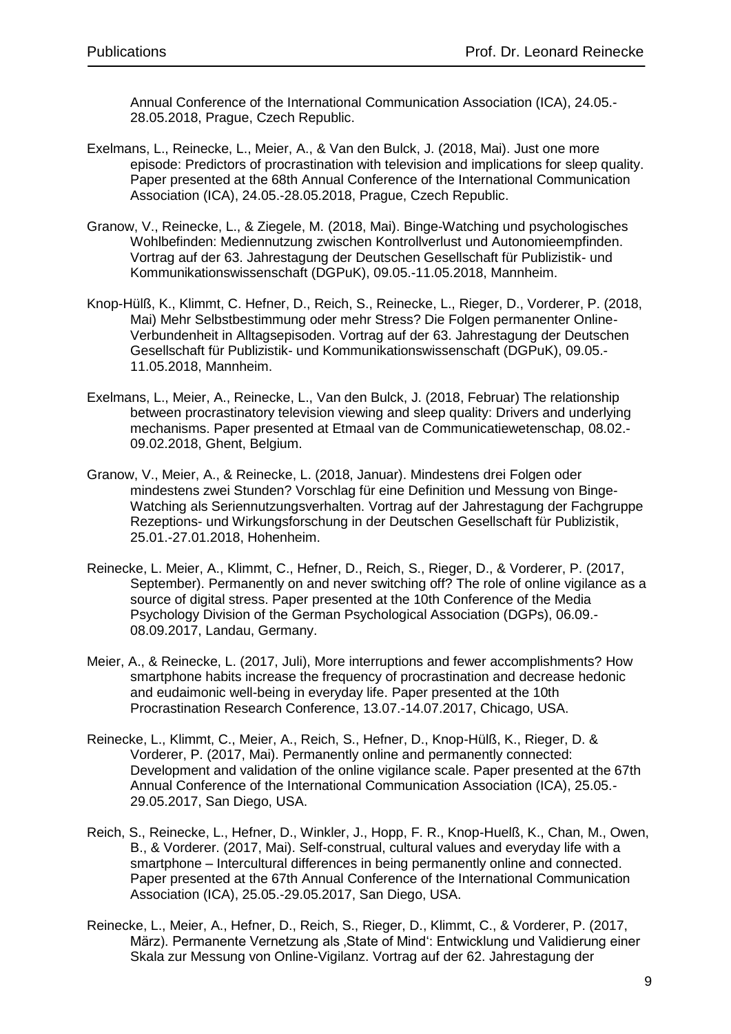Annual Conference of the International Communication Association (ICA), 24.05.-28.05.2018, Prague, Czech Republic.

Exelmans, L., Reinecke, L., Meier, A., & Van den Bulck, J. (2018, Mai). Just one more episode: Predictors of procrastination with television and implications for sleep quality. Paper presented at the 68th Annual Conference of the International Communication Association (ICA), 24.05.-28.05.2018, Prague, Czech Republic.

Granow, V., Reinecke, L., & Ziegele, M. (2018, Mai). Binge-Watching und psychologisches Wohlbefinden: Mediennutzung zwischen Kontrollverlust und Autonomieempfinden. Vortrag auf der 63. Jahrestagung der Deutschen Gesellschaft für Publizistik- und Kommunikationswissenschaft (DGPuK), 09.05.-11.05.2018, Mannheim.

Knop-Hülß, K., Klimmt, C. Hefner, D., Reich, S., Reinecke, L., Rieger, D., Vorderer, P. (2018, Mai) Mehr Selbstbestimmung oder mehr Stress? Die Folgen permanenter Online-Verbundenheit in Alltagsepisoden. Vortrag auf der 63. Jahrestagung der Deutschen Gesellschaft für Publizistik- und Kommunikationswissenschaft (DGPuK), 09.05.-11.05.2018, Mannheim.

Exelmans, L., Meier, A., Reinecke, L., Van den Bulck, J. (2018, Februar) The relationship between procrastinatory television viewing and sleep quality: Drivers and underlying mechanisms. Paper presented at Etmaal van de Communicatiewetenschap, 08.02.-09.02.2018, Ghent, Belgium.

Granow, V., Meier, A., & Reinecke, L. (2018, Januar). Mindestens drei Folgen oder mindestens zwei Stunden? Vorschlag für eine Definition und Messung von Binge-Watching als Seriennutzungsverhalten. Vortrag auf der Jahrestagung der Fachgruppe Rezeptions- und Wirkungsforschung in der Deutschen Gesellschaft für Publizistik, 25.01.-27.01.2018, Hohenheim.

Reinecke, L. Meier, A., Klimmt, C., Hefner, D., Reich, S., Rieger, D., & Vorderer, P. (2017, September). Permanently on and never switching off? The role of online vigilance as a source of digital stress. Paper presented at the 10th Conference of the Media Psychology Division of the German Psychological Association (DGPs), 06.09.-08.09.2017, Landau, Germany.

Meier, A., & Reinecke, L. (2017, Juli), More interruptions and fewer accomplishments? How smartphone habits increase the frequency of procrastination and decrease hedonic and eudaimonic well-being in everyday life. Paper presented at the 10th Procrastination Research Conference, 13.07.-14.07.2017, Chicago, USA.

Reinecke, L., Klimmt, C., Meier, A., Reich, S., Hefner, D., Knop-Hülß, K., Rieger, D. & Vorderer, P. (2017, Mai). Permanently online and permanently connected: Development and validation of the online vigilance scale. Paper presented at the 67th Annual Conference of the International Communication Association (ICA), 25.05.-29.05.2017, San Diego, USA.

Reich, S., Reinecke, L., Hefner, D., Winkler, J., Hopp, F. R., Knop-Huelß, K., Chan, M., Owen, B., & Vorderer. (2017, Mai). Self-construal, cultural values and everyday life with a smartphone – Intercultural differences in being permanently online and connected. Paper presented at the 67th Annual Conference of the International Communication Association (ICA), 25.05.-29.05.2017, San Diego, USA.

Reinecke, L., Meier, A., Hefner, D., Reich, S., Rieger, D., Klimmt, C., & Vorderer, P. (2017, März). Permanente Vernetzung als ‚State of Mind': Entwicklung und Validierung einer Skala zur Messung von Online-Vigilanz. Vortrag auf der 62. Jahrestagung der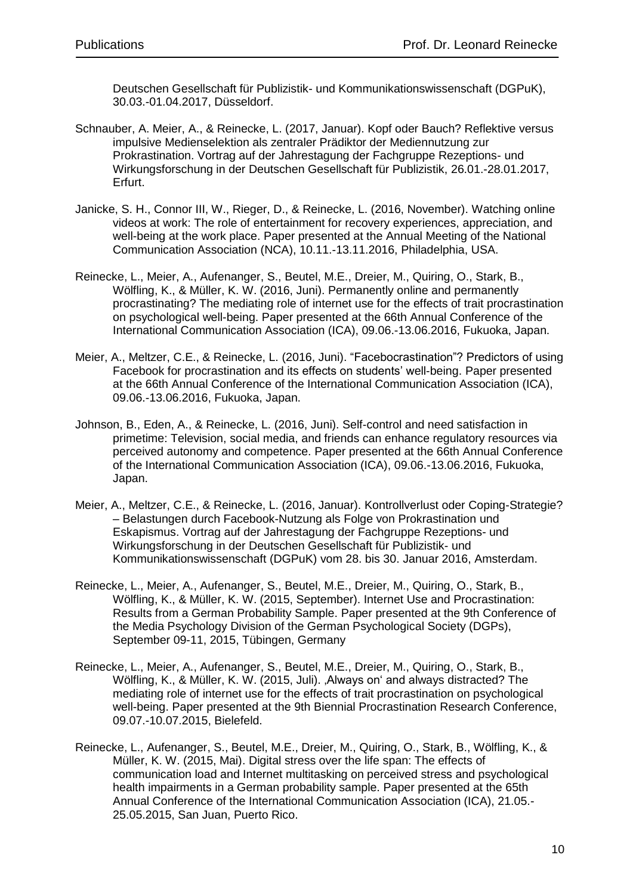Deutschen Gesellschaft für Publizistik- und Kommunikationswissenschaft (DGPuK), 30.03.-01.04.2017, Düsseldorf.

Schnauber, A. Meier, A., & Reinecke, L. (2017, Januar). Kopf oder Bauch? Reflektive versus impulsive Medienselektion als zentraler Prädiktor der Mediennutzung zur Prokrastination. Vortrag auf der Jahrestagung der Fachgruppe Rezeptions- und Wirkungsforschung in der Deutschen Gesellschaft für Publizistik, 26.01.-28.01.2017, Erfurt.

Janicke, S. H., Connor III, W., Rieger, D., & Reinecke, L. (2016, November). Watching online videos at work: The role of entertainment for recovery experiences, appreciation, and well-being at the work place. Paper presented at the Annual Meeting of the National Communication Association (NCA), 10.11.-13.11.2016, Philadelphia, USA.

Reinecke, L., Meier, A., Aufenanger, S., Beutel, M.E., Dreier, M., Quiring, O., Stark, B., Wölfling, K., & Müller, K. W. (2016, Juni). Permanently online and permanently procrastinating? The mediating role of internet use for the effects of trait procrastination on psychological well-being. Paper presented at the 66th Annual Conference of the International Communication Association (ICA), 09.06.-13.06.2016, Fukuoka, Japan.

Meier, A., Meltzer, C.E., & Reinecke, L. (2016, Juni). “Facebocrastination”? Predictors of using Facebook for procrastination and its effects on students’ well-being. Paper presented at the 66th Annual Conference of the International Communication Association (ICA), 09.06.-13.06.2016, Fukuoka, Japan.

Johnson, B., Eden, A., & Reinecke, L. (2016, Juni). Self-control and need satisfaction in primetime: Television, social media, and friends can enhance regulatory resources via perceived autonomy and competence. Paper presented at the 66th Annual Conference of the International Communication Association (ICA), 09.06.-13.06.2016, Fukuoka, Japan.

Meier, A., Meltzer, C.E., & Reinecke, L. (2016, Januar). Kontrollverlust oder Coping-Strategie? – Belastungen durch Facebook-Nutzung als Folge von Prokrastination und Eskapismus. Vortrag auf der Jahrestagung der Fachgruppe Rezeptions- und Wirkungsforschung in der Deutschen Gesellschaft für Publizistik- und Kommunikationswissenschaft (DGPuK) vom 28. bis 30. Januar 2016, Amsterdam.

Reinecke, L., Meier, A., Aufenanger, S., Beutel, M.E., Dreier, M., Quiring, O., Stark, B., Wölfling, K., & Müller, K. W. (2015, September). Internet Use and Procrastination: Results from a German Probability Sample. Paper presented at the 9th Conference of the Media Psychology Division of the German Psychological Society (DGPs), September 09-11, 2015, Tübingen, Germany

Reinecke, L., Meier, A., Aufenanger, S., Beutel, M.E., Dreier, M., Quiring, O., Stark, B., Wölfling, K., & Müller, K. W. (2015, Juli). ‚Always on‘ and always distracted? The mediating role of internet use for the effects of trait procrastination on psychological well-being. Paper presented at the 9th Biennial Procrastination Research Conference, 09.07.-10.07.2015, Bielefeld.

Reinecke, L., Aufenanger, S., Beutel, M.E., Dreier, M., Quiring, O., Stark, B., Wölfling, K., & Müller, K. W. (2015, Mai). Digital stress over the life span: The effects of communication load and Internet multitasking on perceived stress and psychological health impairments in a German probability sample. Paper presented at the 65th Annual Conference of the International Communication Association (ICA), 21.05.-25.05.2015, San Juan, Puerto Rico.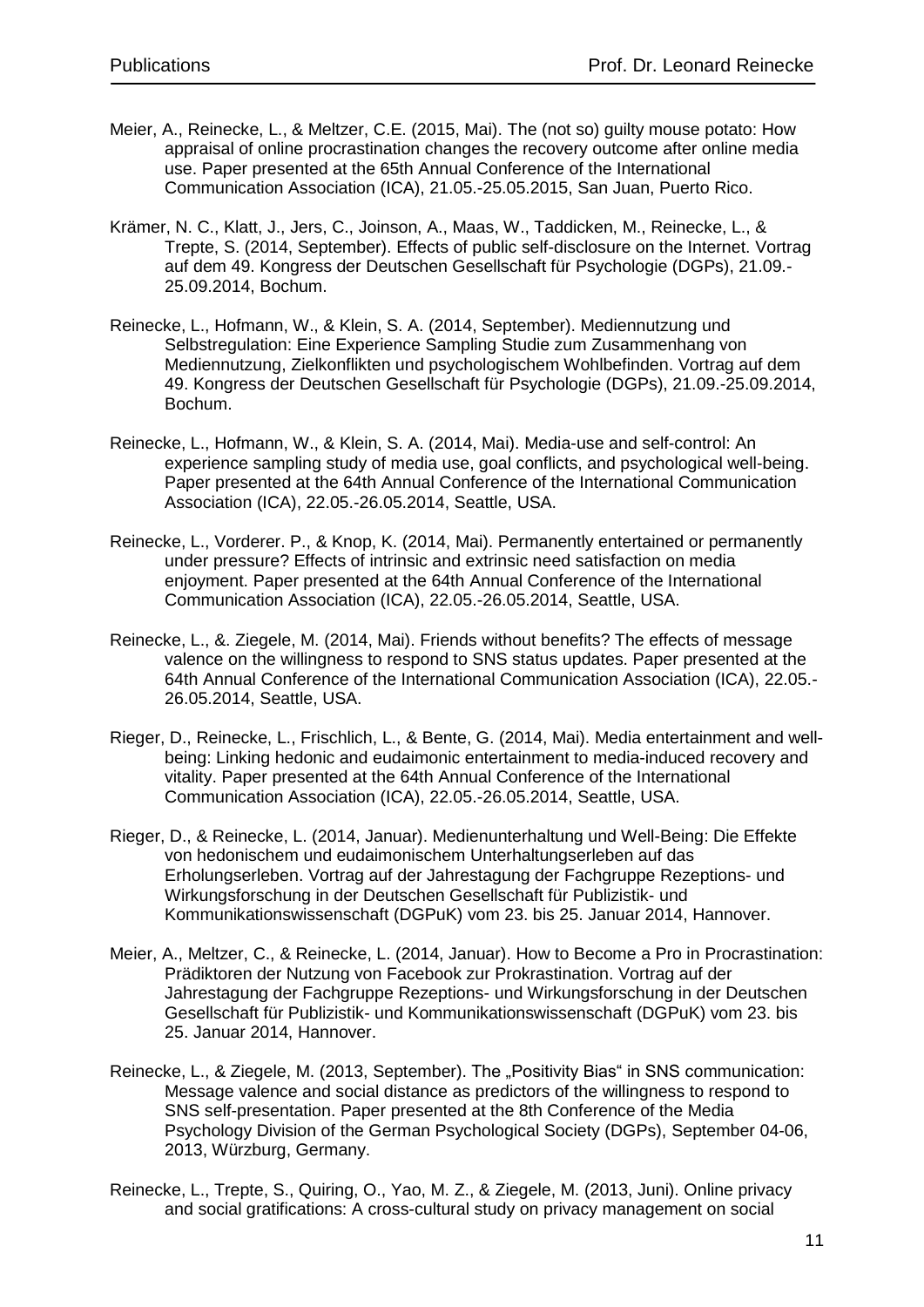Meier, A., Reinecke, L., & Meltzer, C.E. (2015, Mai). The (not so) guilty mouse potato: How appraisal of online procrastination changes the recovery outcome after online media use. Paper presented at the 65th Annual Conference of the International Communication Association (ICA), 21.05.-25.05.2015, San Juan, Puerto Rico.

Krämer, N. C., Klatt, J., Jers, C., Joinson, A., Maas, W., Taddicken, M., Reinecke, L., & Trepte, S. (2014, September). Effects of public self-disclosure on the Internet. Vortrag auf dem 49. Kongress der Deutschen Gesellschaft für Psychologie (DGPs), 21.09.-25.09.2014, Bochum.

Reinecke, L., Hofmann, W., & Klein, S. A. (2014, September). Mediennutzung und Selbstregulation: Eine Experience Sampling Studie zum Zusammenhang von Mediennutzung, Zielkonflikten und psychologischem Wohlbefinden. Vortrag auf dem 49. Kongress der Deutschen Gesellschaft für Psychologie (DGPs), 21.09.-25.09.2014, Bochum.

Reinecke, L., Hofmann, W., & Klein, S. A. (2014, Mai). Media-use and self-control: An experience sampling study of media use, goal conflicts, and psychological well-being. Paper presented at the 64th Annual Conference of the International Communication Association (ICA), 22.05.-26.05.2014, Seattle, USA.

Reinecke, L., Vorderer. P., & Knop, K. (2014, Mai). Permanently entertained or permanently under pressure? Effects of intrinsic and extrinsic need satisfaction on media enjoyment. Paper presented at the 64th Annual Conference of the International Communication Association (ICA), 22.05.-26.05.2014, Seattle, USA.

Reinecke, L., &. Ziegele, M. (2014, Mai). Friends without benefits? The effects of message valence on the willingness to respond to SNS status updates. Paper presented at the 64th Annual Conference of the International Communication Association (ICA), 22.05.-26.05.2014, Seattle, USA.

Rieger, D., Reinecke, L., Frischlich, L., & Bente, G. (2014, Mai). Media entertainment and well-being: Linking hedonic and eudaimonic entertainment to media-induced recovery and vitality. Paper presented at the 64th Annual Conference of the International Communication Association (ICA), 22.05.-26.05.2014, Seattle, USA.

Rieger, D., & Reinecke, L. (2014, Januar). Medienunterhaltung und Well-Being: Die Effekte von hedonischem und eudaimonischem Unterhaltungserleben auf das Erholungserleben. Vortrag auf der Jahrestagung der Fachgruppe Rezeptions- und Wirkungsforschung in der Deutschen Gesellschaft für Publizistik- und Kommunikationswissenschaft (DGPuK) vom 23. bis 25. Januar 2014, Hannover.

Meier, A., Meltzer, C., & Reinecke, L. (2014, Januar). How to Become a Pro in Procrastination: Prädiktoren der Nutzung von Facebook zur Prokrastination. Vortrag auf der Jahrestagung der Fachgruppe Rezeptions- und Wirkungsforschung in der Deutschen Gesellschaft für Publizistik- und Kommunikationswissenschaft (DGPuK) vom 23. bis 25. Januar 2014, Hannover.

Reinecke, L., & Ziegele, M. (2013, September). The „Positivity Bias“ in SNS communication: Message valence and social distance as predictors of the willingness to respond to SNS self-presentation. Paper presented at the 8th Conference of the Media Psychology Division of the German Psychological Society (DGPs), September 04-06, 2013, Würzburg, Germany.

Reinecke, L., Trepte, S., Quiring, O., Yao, M. Z., & Ziegele, M. (2013, Juni). Online privacy and social gratifications: A cross-cultural study on privacy management on social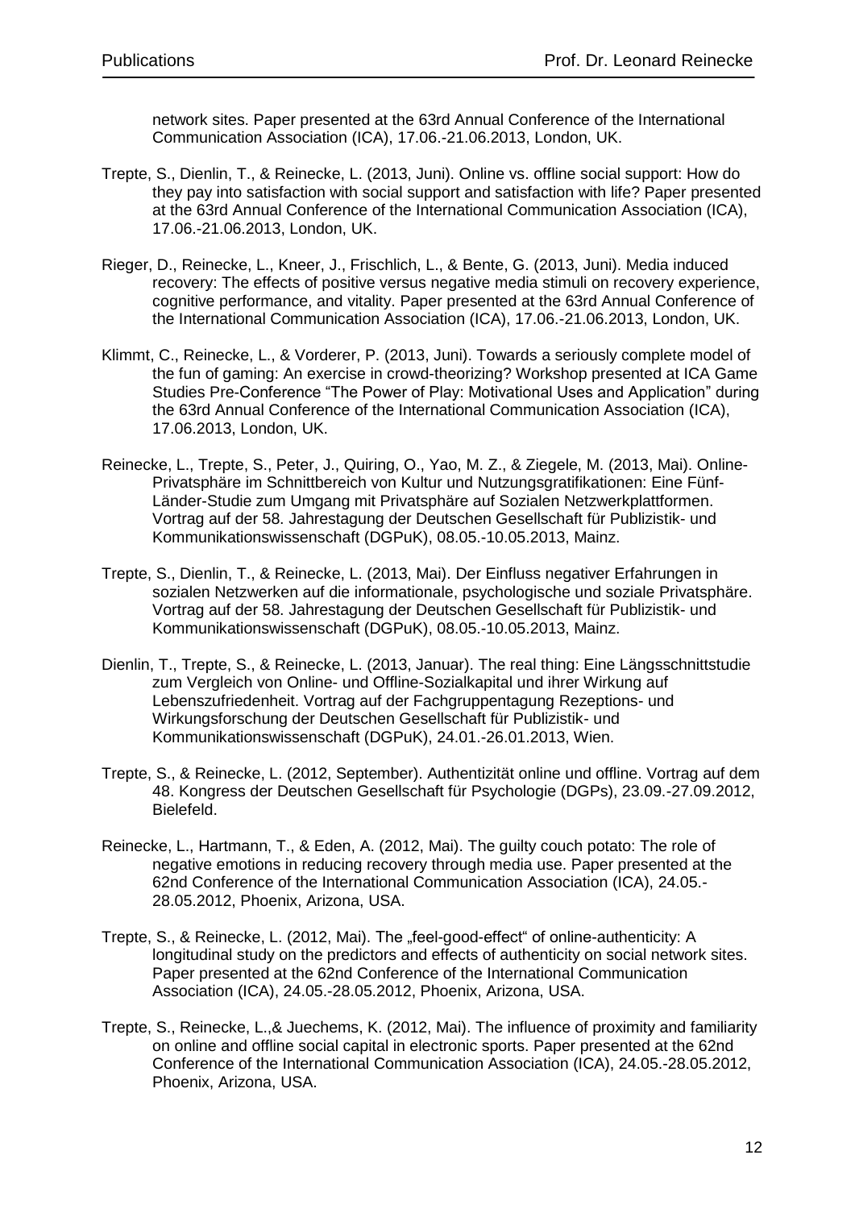network sites. Paper presented at the 63rd Annual Conference of the International Communication Association (ICA), 17.06.-21.06.2013, London, UK.

Trepte, S., Dienlin, T., & Reinecke, L. (2013, Juni). Online vs. offline social support: How do they pay into satisfaction with social support and satisfaction with life? Paper presented at the 63rd Annual Conference of the International Communication Association (ICA), 17.06.-21.06.2013, London, UK.

Rieger, D., Reinecke, L., Kneer, J., Frischlich, L., & Bente, G. (2013, Juni). Media induced recovery: The effects of positive versus negative media stimuli on recovery experience, cognitive performance, and vitality. Paper presented at the 63rd Annual Conference of the International Communication Association (ICA), 17.06.-21.06.2013, London, UK.

Klimmt, C., Reinecke, L., & Vorderer, P. (2013, Juni). Towards a seriously complete model of the fun of gaming: An exercise in crowd-theorizing? Workshop presented at ICA Game Studies Pre-Conference "The Power of Play: Motivational Uses and Application" during the 63rd Annual Conference of the International Communication Association (ICA), 17.06.2013, London, UK.

Reinecke, L., Trepte, S., Peter, J., Quiring, O., Yao, M. Z., & Ziegele, M. (2013, Mai). Online-Privatsphäre im Schnittbereich von Kultur und Nutzungsgratifikationen: Eine Fünf-Länder-Studie zum Umgang mit Privatsphäre auf Sozialen Netzwerkplattformen. Vortrag auf der 58. Jahrestagung der Deutschen Gesellschaft für Publizistik- und Kommunikationswissenschaft (DGPuK), 08.05.-10.05.2013, Mainz.

Trepte, S., Dienlin, T., & Reinecke, L. (2013, Mai). Der Einfluss negativer Erfahrungen in sozialen Netzwerken auf die informationale, psychologische und soziale Privatsphäre. Vortrag auf der 58. Jahrestagung der Deutschen Gesellschaft für Publizistik- und Kommunikationswissenschaft (DGPuK), 08.05.-10.05.2013, Mainz.

Dienlin, T., Trepte, S., & Reinecke, L. (2013, Januar). The real thing: Eine Längsschnittstudie zum Vergleich von Online- und Offline-Sozialkapital und ihrer Wirkung auf Lebenszufriedenheit. Vortrag auf der Fachgruppentagung Rezeptions- und Wirkungsforschung der Deutschen Gesellschaft für Publizistik- und Kommunikationswissenschaft (DGPuK), 24.01.-26.01.2013, Wien.

Trepte, S., & Reinecke, L. (2012, September). Authentizität online und offline. Vortrag auf dem 48. Kongress der Deutschen Gesellschaft für Psychologie (DGPs), 23.09.-27.09.2012, Bielefeld.

Reinecke, L., Hartmann, T., & Eden, A. (2012, Mai). The guilty couch potato: The role of negative emotions in reducing recovery through media use. Paper presented at the 62nd Conference of the International Communication Association (ICA), 24.05.-28.05.2012, Phoenix, Arizona, USA.

Trepte, S., & Reinecke, L. (2012, Mai). The „feel-good-effect" of online-authenticity: A longitudinal study on the predictors and effects of authenticity on social network sites. Paper presented at the 62nd Conference of the International Communication Association (ICA), 24.05.-28.05.2012, Phoenix, Arizona, USA.

Trepte, S., Reinecke, L.,& Juechems, K. (2012, Mai). The influence of proximity and familiarity on online and offline social capital in electronic sports. Paper presented at the 62nd Conference of the International Communication Association (ICA), 24.05.-28.05.2012, Phoenix, Arizona, USA.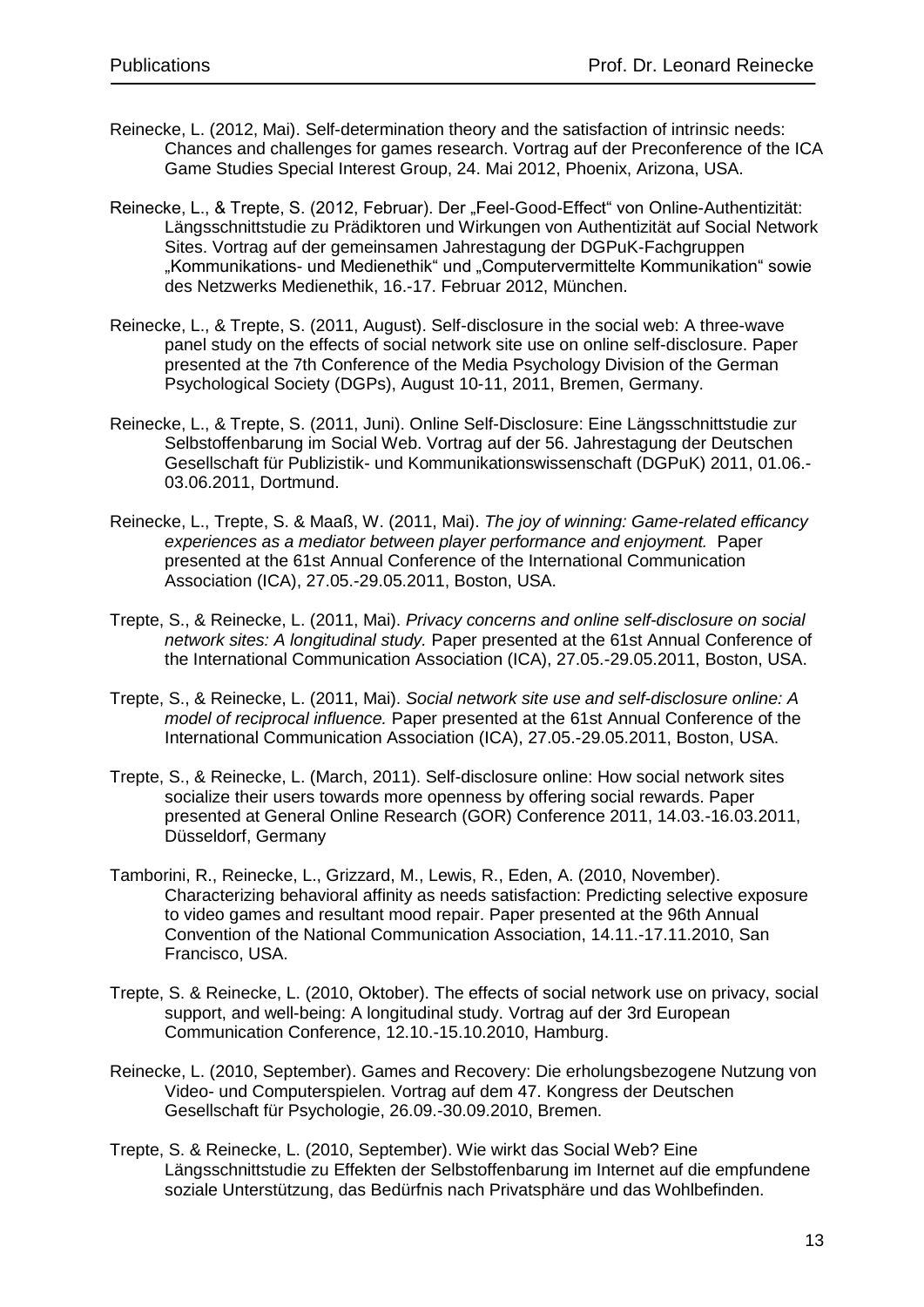Reinecke, L. (2012, Mai). Self-determination theory and the satisfaction of intrinsic needs: Chances and challenges for games research. Vortrag auf der Preconference of the ICA Game Studies Special Interest Group, 24. Mai 2012, Phoenix, Arizona, USA.

Reinecke, L., & Trepte, S. (2012, Februar). Der „Feel-Good-Effect" von Online-Authentizität: Längsschnittstudie zu Prädiktoren und Wirkungen von Authentizität auf Social Network Sites. Vortrag auf der gemeinsamen Jahrestagung der DGPuK-Fachgruppen „Kommunikations- und Medienethik" und „Computervermittelte Kommunikation" sowie des Netzwerks Medienethik, 16.-17. Februar 2012, München.

Reinecke, L., & Trepte, S. (2011, August). Self-disclosure in the social web: A three-wave panel study on the effects of social network site use on online self-disclosure. Paper presented at the 7th Conference of the Media Psychology Division of the German Psychological Society (DGPs), August 10-11, 2011, Bremen, Germany.

Reinecke, L., & Trepte, S. (2011, Juni). Online Self-Disclosure: Eine Längsschnittstudie zur Selbstoffenbarung im Social Web. Vortrag auf der 56. Jahrestagung der Deutschen Gesellschaft für Publizistik- und Kommunikationswissenschaft (DGPuK) 2011, 01.06.-03.06.2011, Dortmund.

Reinecke, L., Trepte, S. & Maaß, W. (2011, Mai). *The joy of winning: Game-related efficancy experiences as a mediator between player performance and enjoyment.* Paper presented at the 61st Annual Conference of the International Communication Association (ICA), 27.05.-29.05.2011, Boston, USA.

Trepte, S., & Reinecke, L. (2011, Mai). *Privacy concerns and online self-disclosure on social network sites: A longitudinal study.* Paper presented at the 61st Annual Conference of the International Communication Association (ICA), 27.05.-29.05.2011, Boston, USA.

Trepte, S., & Reinecke, L. (2011, Mai). *Social network site use and self-disclosure online: A model of reciprocal influence.* Paper presented at the 61st Annual Conference of the International Communication Association (ICA), 27.05.-29.05.2011, Boston, USA.

Trepte, S., & Reinecke, L. (March, 2011). Self-disclosure online: How social network sites socialize their users towards more openness by offering social rewards. Paper presented at General Online Research (GOR) Conference 2011, 14.03.-16.03.2011, Düsseldorf, Germany

Tamborini, R., Reinecke, L., Grizzard, M., Lewis, R., Eden, A. (2010, November). Characterizing behavioral affinity as needs satisfaction: Predicting selective exposure to video games and resultant mood repair. Paper presented at the 96th Annual Convention of the National Communication Association, 14.11.-17.11.2010, San Francisco, USA.

Trepte, S. & Reinecke, L. (2010, Oktober). The effects of social network use on privacy, social support, and well-being: A longitudinal study. Vortrag auf der 3rd European Communication Conference, 12.10.-15.10.2010, Hamburg.

Reinecke, L. (2010, September). Games and Recovery: Die erholungsbezogene Nutzung von Video- und Computerspielen. Vortrag auf dem 47. Kongress der Deutschen Gesellschaft für Psychologie, 26.09.-30.09.2010, Bremen.

Trepte, S. & Reinecke, L. (2010, September). Wie wirkt das Social Web? Eine Längsschnittstudie zu Effekten der Selbstoffenbarung im Internet auf die empfundene soziale Unterstützung, das Bedürfnis nach Privatsphäre und das Wohlbefinden.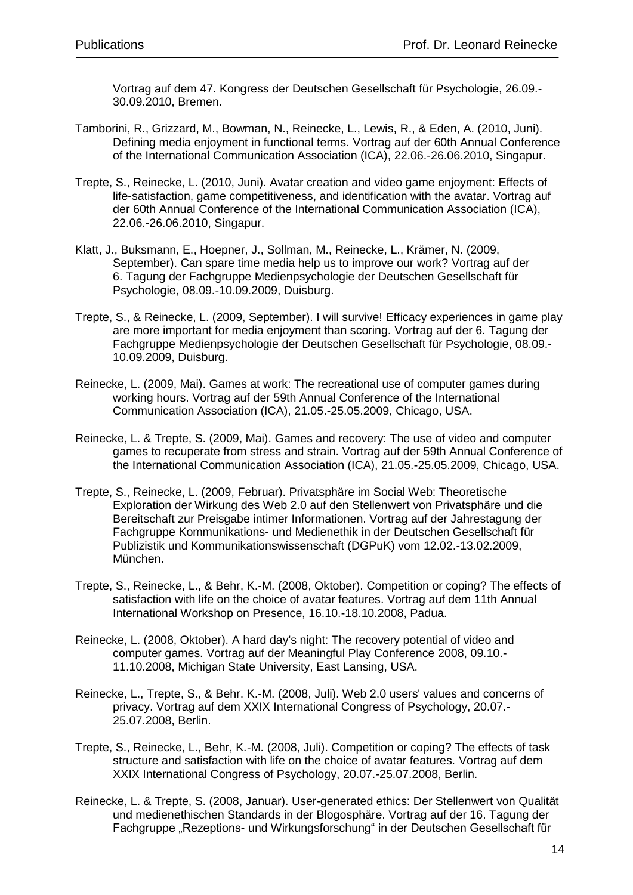Vortrag auf dem 47. Kongress der Deutschen Gesellschaft für Psychologie, 26.09.-30.09.2010, Bremen.

Tamborini, R., Grizzard, M., Bowman, N., Reinecke, L., Lewis, R., & Eden, A. (2010, Juni). Defining media enjoyment in functional terms. Vortrag auf der 60th Annual Conference of the International Communication Association (ICA), 22.06.-26.06.2010, Singapur.

Trepte, S., Reinecke, L. (2010, Juni). Avatar creation and video game enjoyment: Effects of life-satisfaction, game competitiveness, and identification with the avatar. Vortrag auf der 60th Annual Conference of the International Communication Association (ICA), 22.06.-26.06.2010, Singapur.

Klatt, J., Buksmann, E., Hoepner, J., Sollman, M., Reinecke, L., Krämer, N. (2009, September). Can spare time media help us to improve our work? Vortrag auf der 6. Tagung der Fachgruppe Medienpsychologie der Deutschen Gesellschaft für Psychologie, 08.09.-10.09.2009, Duisburg.

Trepte, S., & Reinecke, L. (2009, September). I will survive! Efficacy experiences in game play are more important for media enjoyment than scoring. Vortrag auf der 6. Tagung der Fachgruppe Medienpsychologie der Deutschen Gesellschaft für Psychologie, 08.09.-10.09.2009, Duisburg.

Reinecke, L. (2009, Mai). Games at work: The recreational use of computer games during working hours. Vortrag auf der 59th Annual Conference of the International Communication Association (ICA), 21.05.-25.05.2009, Chicago, USA.

Reinecke, L. & Trepte, S. (2009, Mai). Games and recovery: The use of video and computer games to recuperate from stress and strain. Vortrag auf der 59th Annual Conference of the International Communication Association (ICA), 21.05.-25.05.2009, Chicago, USA.

Trepte, S., Reinecke, L. (2009, Februar). Privatsphäre im Social Web: Theoretische Exploration der Wirkung des Web 2.0 auf den Stellenwert von Privatsphäre und die Bereitschaft zur Preisgabe intimer Informationen. Vortrag auf der Jahrestagung der Fachgruppe Kommunikations- und Medienethik in der Deutschen Gesellschaft für Publizistik und Kommunikationswissenschaft (DGPuK) vom 12.02.-13.02.2009, München.

Trepte, S., Reinecke, L., & Behr, K.-M. (2008, Oktober). Competition or coping? The effects of satisfaction with life on the choice of avatar features. Vortrag auf dem 11th Annual International Workshop on Presence, 16.10.-18.10.2008, Padua.

Reinecke, L. (2008, Oktober). A hard day's night: The recovery potential of video and computer games. Vortrag auf der Meaningful Play Conference 2008, 09.10.-11.10.2008, Michigan State University, East Lansing, USA.

Reinecke, L., Trepte, S., & Behr. K.-M. (2008, Juli). Web 2.0 users' values and concerns of privacy. Vortrag auf dem XXIX International Congress of Psychology, 20.07.-25.07.2008, Berlin.

Trepte, S., Reinecke, L., Behr, K.-M. (2008, Juli). Competition or coping? The effects of task structure and satisfaction with life on the choice of avatar features. Vortrag auf dem XXIX International Congress of Psychology, 20.07.-25.07.2008, Berlin.

Reinecke, L. & Trepte, S. (2008, Januar). User-generated ethics: Der Stellenwert von Qualität und medienethischen Standards in der Blogosphäre. Vortrag auf der 16. Tagung der Fachgruppe „Rezeptions- und Wirkungsforschung" in der Deutschen Gesellschaft für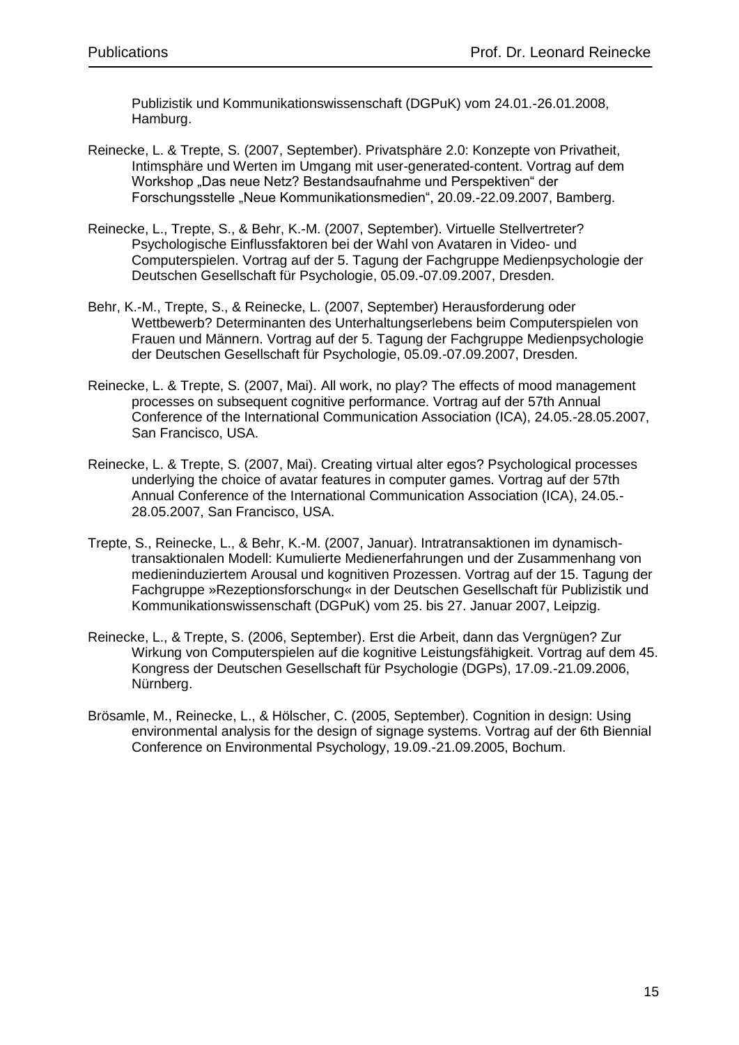Publizistik und Kommunikationswissenschaft (DGPuK) vom 24.01.-26.01.2008, Hamburg.

Reinecke, L. & Trepte, S. (2007, September). Privatsphäre 2.0: Konzepte von Privatheit, Intimsphäre und Werten im Umgang mit user-generated-content. Vortrag auf dem Workshop „Das neue Netz? Bestandsaufnahme und Perspektiven“ der Forschungsstelle „Neue Kommunikationsmedien“, 20.09.-22.09.2007, Bamberg.

Reinecke, L., Trepte, S., & Behr, K.-M. (2007, September). Virtuelle Stellvertreter? Psychologische Einflussfaktoren bei der Wahl von Avataren in Video- und Computerspielen. Vortrag auf der 5. Tagung der Fachgruppe Medienpsychologie der Deutschen Gesellschaft für Psychologie, 05.09.-07.09.2007, Dresden.

Behr, K.-M., Trepte, S., & Reinecke, L. (2007, September) Herausforderung oder Wettbewerb? Determinanten des Unterhaltungserlebens beim Computerspielen von Frauen und Männern. Vortrag auf der 5. Tagung der Fachgruppe Medienpsychologie der Deutschen Gesellschaft für Psychologie, 05.09.-07.09.2007, Dresden.

Reinecke, L. & Trepte, S. (2007, Mai). All work, no play? The effects of mood management processes on subsequent cognitive performance. Vortrag auf der 57th Annual Conference of the International Communication Association (ICA), 24.05.-28.05.2007, San Francisco, USA.

Reinecke, L. & Trepte, S. (2007, Mai). Creating virtual alter egos? Psychological processes underlying the choice of avatar features in computer games. Vortrag auf der 57th Annual Conference of the International Communication Association (ICA), 24.05.-28.05.2007, San Francisco, USA.

Trepte, S., Reinecke, L., & Behr, K.-M. (2007, Januar). Intratransaktionen im dynamisch-transaktionalen Modell: Kumulierte Medienerfahrungen und der Zusammenhang von medieninduziertem Arousal und kognitiven Prozessen. Vortrag auf der 15. Tagung der Fachgruppe »Rezeptionsforschung« in der Deutschen Gesellschaft für Publizistik und Kommunikationswissenschaft (DGPuK) vom 25. bis 27. Januar 2007, Leipzig.

Reinecke, L., & Trepte, S. (2006, September). Erst die Arbeit, dann das Vergnügen? Zur Wirkung von Computerspielen auf die kognitive Leistungsfähigkeit. Vortrag auf dem 45. Kongress der Deutschen Gesellschaft für Psychologie (DGPs), 17.09.-21.09.2006, Nürnberg.

Brösamle, M., Reinecke, L., & Hölscher, C. (2005, September). Cognition in design: Using environmental analysis for the design of signage systems. Vortrag auf der 6th Biennial Conference on Environmental Psychology, 19.09.-21.09.2005, Bochum.